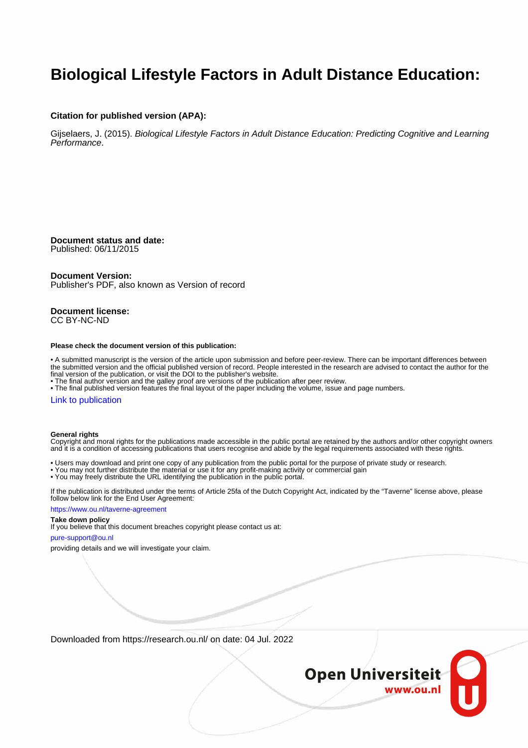# Biological Lifestyle Factors in Adult Distance Education:

**Citation for published version (APA):**

Gijselaers, J. (2015). *Biological Lifestyle Factors in Adult Distance Education: Predicting Cognitive and Learning Performance*.

**Document status and date:**
Published: 06/11/2015

**Document Version:**
Publisher's PDF, also known as Version of record

**Document license:**
CC BY-NC-ND

**Please check the document version of this publication:**

- A submitted manuscript is the version of the article upon submission and before peer-review. There can be important differences between the submitted version and the official published version of record. People interested in the research are advised to contact the author for the final version of the publication, or visit the DOI to the publisher's website.
- The final author version and the galley proof are versions of the publication after peer review.
- The final published version features the final layout of the paper including the volume, issue and page numbers.

Link to publication

**General rights**
Copyright and moral rights for the publications made accessible in the public portal are retained by the authors and/or other copyright owners and it is a condition of accessing publications that users recognise and abide by the legal requirements associated with these rights.

- Users may download and print one copy of any publication from the public portal for the purpose of private study or research.
- You may not further distribute the material or use it for any profit-making activity or commercial gain
- You may freely distribute the URL identifying the publication in the public portal.

If the publication is distributed under the terms of Article 25fa of the Dutch Copyright Act, indicated by the "Taverne" license above, please follow below link for the End User Agreement:

https://www.ou.nl/taverne-agreement

**Take down policy**
If you believe that this document breaches copyright please contact us at:

pure-support@ou.nl

providing details and we will investigate your claim.

Downloaded from https://research.ou.nl/ on date: 04 Jul. 2022

**Open Universiteit**
**www.ou.nl**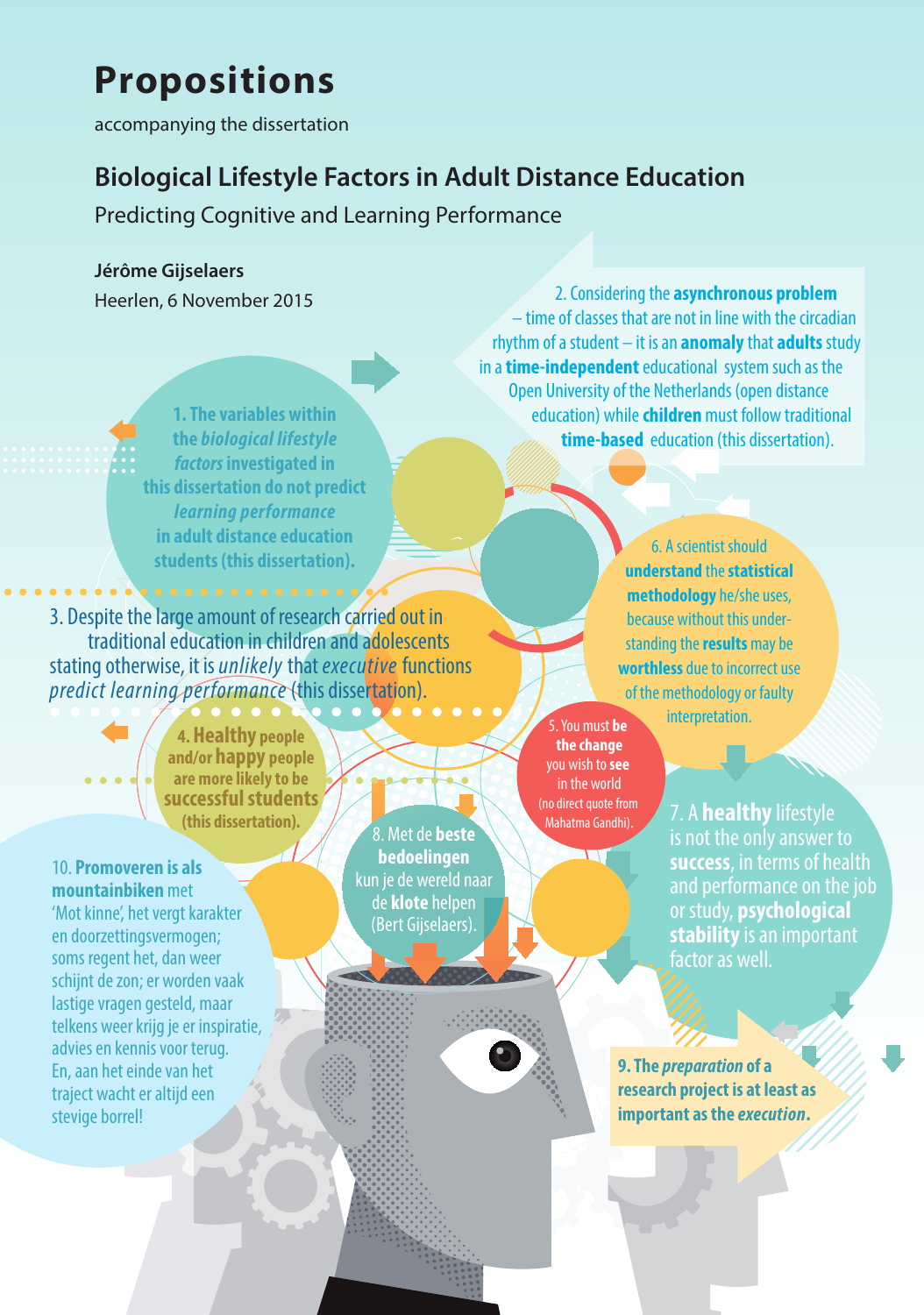# Propositions

accompanying the dissertation

## Biological Lifestyle Factors in Adult Distance Education

Predicting Cognitive and Learning Performance

**Jérôme Gijselaers**

Heerlen, 6 November 2015

**1. The variables within the *biological lifestyle factors* investigated in this dissertation do not predict *learning performance* in adult distance education students (this dissertation).**

2. Considering the **asynchronous problem** – time of classes that are not in line with the circadian rhythm of a student – it is an **anomaly** that **adults** study in a **time-independent** educational system such as the Open University of the Netherlands (open distance education) while **children** must follow traditional **time-based** education (this dissertation).

3. Despite the large amount of research carried out in traditional education in children and adolescents stating otherwise, it is *unlikely* that *executive* functions *predict learning performance* (this dissertation).

4. **Healthy** people and/or **happy** people are more likely to be **successful students** (this dissertation).

5. You must **be the change** you wish to **see** in the world (no direct quote from Mahatma Gandhi).

6. A scientist should **understand** the **statistical methodology** he/she uses, because without this understanding the **results** may be **worthless** due to incorrect use of the methodology or faulty interpretation.

7. A **healthy** lifestyle is not the only answer to **success**, in terms of health and performance on the job or study, **psychological stability** is an important factor as well.

8. Met de **beste bedoelingen** kun je de wereld naar de **klote** helpen (Bert Gijselaers).

**9. The *preparation* of a research project is at least as important as the *execution*.**

10. **Promoveren is als mountainbiken** met 'Mot kinne', het vergt karakter en doorzettingsvermogen; soms regent het, dan weer schijnt de zon; er worden vaak lastige vragen gesteld, maar telkens weer krijg je er inspiratie, advies en kennis voor terug. En, aan het einde van het traject wacht er altijd een stevige borrel!